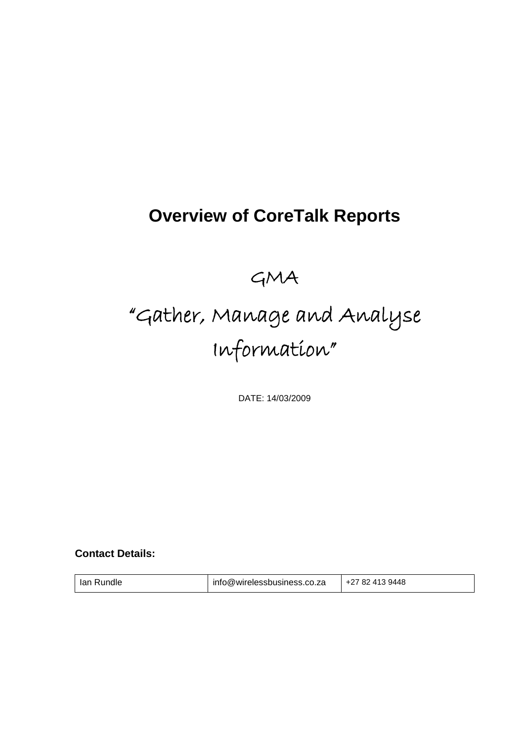# Overview of CoreTalk Reports

## GMA

## "Gather, Manage and Analyse Information"

DATE: 14/03/2009

**Contact Details:**

| | | |
|---|---|---|
| Ian Rundle | info@wirelessbusiness.co.za | +27 82 413 9448 |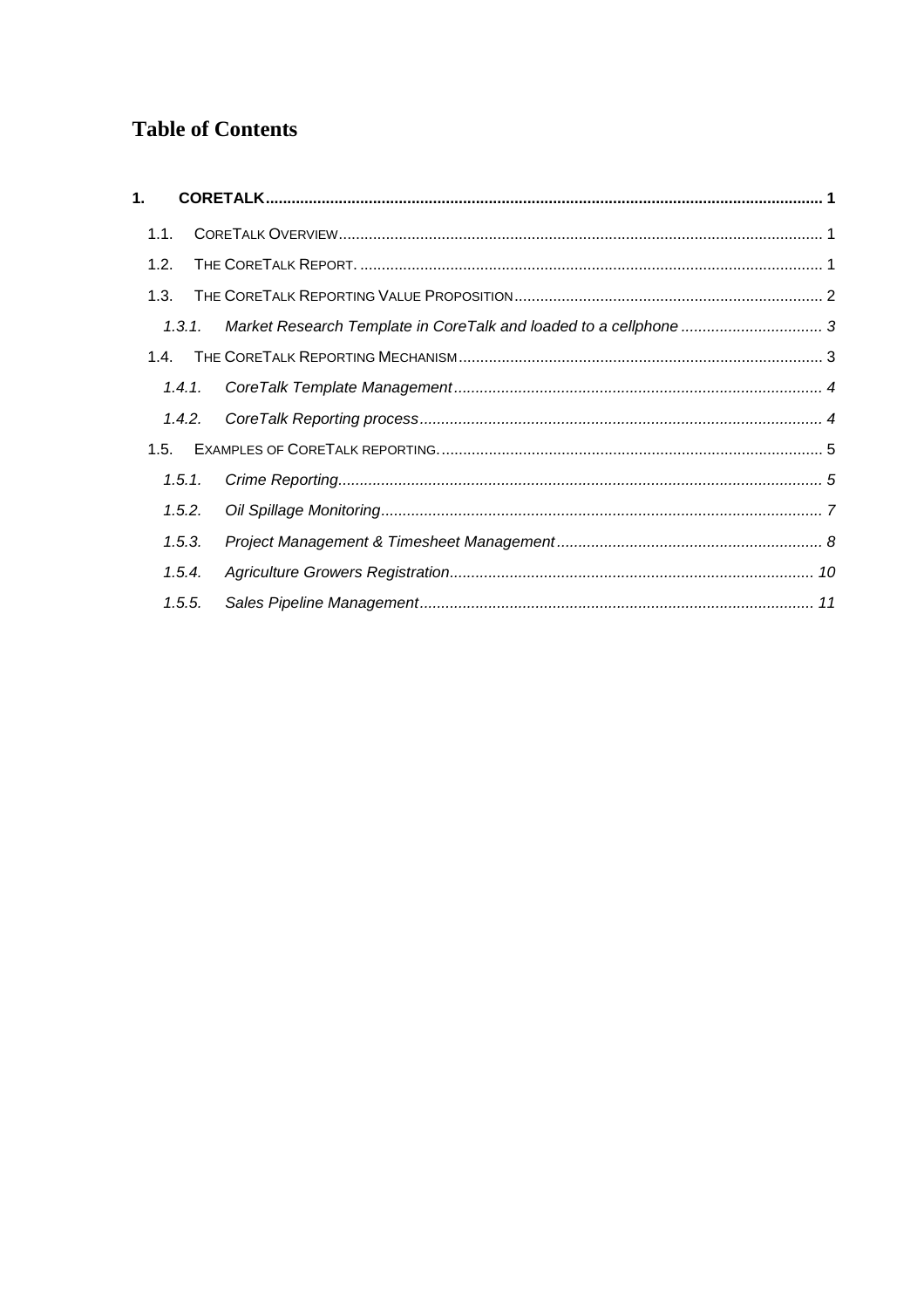# Table of Contents

**1. CORETALK** .......... **1**

- 1.1. CORETALK OVERVIEW .......... 1
- 1.2. THE CORETALK REPORT. .......... 1
- 1.3. THE CORETALK REPORTING VALUE PROPOSITION .......... 2
  - *1.3.1. Market Research Template in CoreTalk and loaded to a cellphone .......... 3*
- 1.4. THE CORETALK REPORTING MECHANISM .......... 3
  - *1.4.1. CoreTalk Template Management .......... 4*
  - *1.4.2. CoreTalk Reporting process .......... 4*
- 1.5. EXAMPLES OF CORETALK REPORTING. .......... 5
  - *1.5.1. Crime Reporting .......... 5*
  - *1.5.2. Oil Spillage Monitoring .......... 7*
  - *1.5.3. Project Management & Timesheet Management .......... 8*
  - *1.5.4. Agriculture Growers Registration .......... 10*
  - *1.5.5. Sales Pipeline Management .......... 11*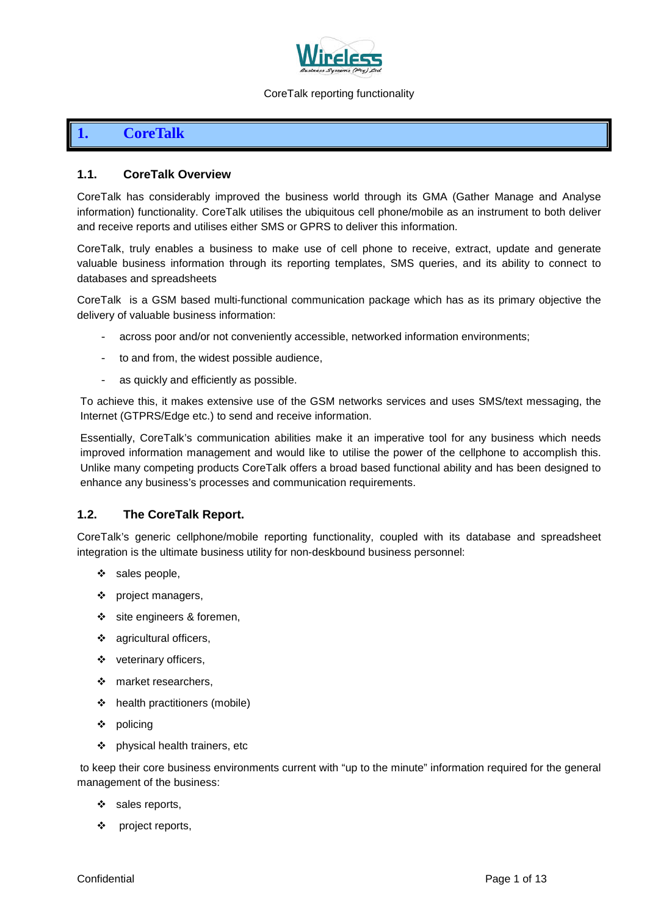# 1. CoreTalk

## 1.1. CoreTalk Overview

CoreTalk has considerably improved the business world through its GMA (Gather Manage and Analyse information) functionality. CoreTalk utilises the ubiquitous cell phone/mobile as an instrument to both deliver and receive reports and utilises either SMS or GPRS to deliver this information.

CoreTalk, truly enables a business to make use of cell phone to receive, extract, update and generate valuable business information through its reporting templates, SMS queries, and its ability to connect to databases and spreadsheets

CoreTalk is a GSM based multi-functional communication package which has as its primary objective the delivery of valuable business information:

- across poor and/or not conveniently accessible, networked information environments;
- to and from, the widest possible audience,
- as quickly and efficiently as possible.

To achieve this, it makes extensive use of the GSM networks services and uses SMS/text messaging, the Internet (GTPRS/Edge etc.) to send and receive information.

Essentially, CoreTalk's communication abilities make it an imperative tool for any business which needs improved information management and would like to utilise the power of the cellphone to accomplish this. Unlike many competing products CoreTalk offers a broad based functional ability and has been designed to enhance any business's processes and communication requirements.

## 1.2. The CoreTalk Report.

CoreTalk's generic cellphone/mobile reporting functionality, coupled with its database and spreadsheet integration is the ultimate business utility for non-deskbound business personnel:

- sales people,
- project managers,
- site engineers & foremen,
- agricultural officers,
- veterinary officers,
- market researchers,
- health practitioners (mobile)
- policing
- physical health trainers, etc

to keep their core business environments current with "up to the minute" information required for the general management of the business:

- sales reports,
- project reports,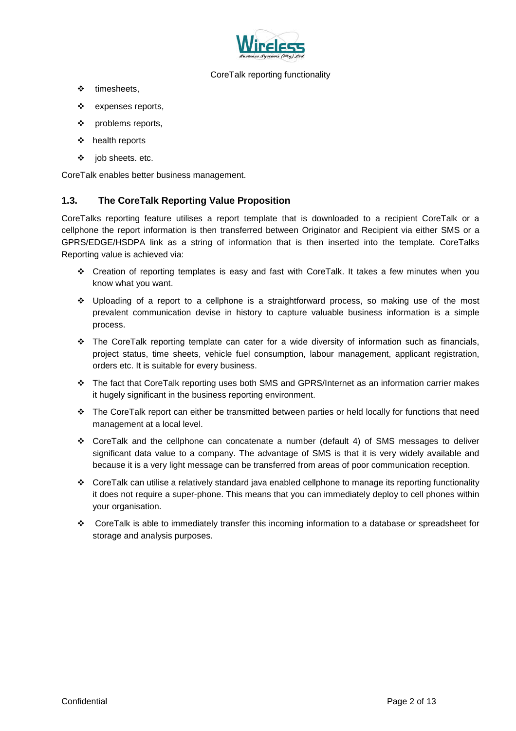- timesheets,
- expenses reports,
- problems reports,
- health reports
- job sheets. etc.

CoreTalk enables better business management.

## 1.3. The CoreTalk Reporting Value Proposition

CoreTalks reporting feature utilises a report template that is downloaded to a recipient CoreTalk or a cellphone the report information is then transferred between Originator and Recipient via either SMS or a GPRS/EDGE/HSDPA link as a string of information that is then inserted into the template. CoreTalks Reporting value is achieved via:

- Creation of reporting templates is easy and fast with CoreTalk. It takes a few minutes when you know what you want.
- Uploading of a report to a cellphone is a straightforward process, so making use of the most prevalent communication devise in history to capture valuable business information is a simple process.
- The CoreTalk reporting template can cater for a wide diversity of information such as financials, project status, time sheets, vehicle fuel consumption, labour management, applicant registration, orders etc. It is suitable for every business.
- The fact that CoreTalk reporting uses both SMS and GPRS/Internet as an information carrier makes it hugely significant in the business reporting environment.
- The CoreTalk report can either be transmitted between parties or held locally for functions that need management at a local level.
- CoreTalk and the cellphone can concatenate a number (default 4) of SMS messages to deliver significant data value to a company. The advantage of SMS is that it is very widely available and because it is a very light message can be transferred from areas of poor communication reception.
- CoreTalk can utilise a relatively standard java enabled cellphone to manage its reporting functionality it does not require a super-phone. This means that you can immediately deploy to cell phones within your organisation.
- CoreTalk is able to immediately transfer this incoming information to a database or spreadsheet for storage and analysis purposes.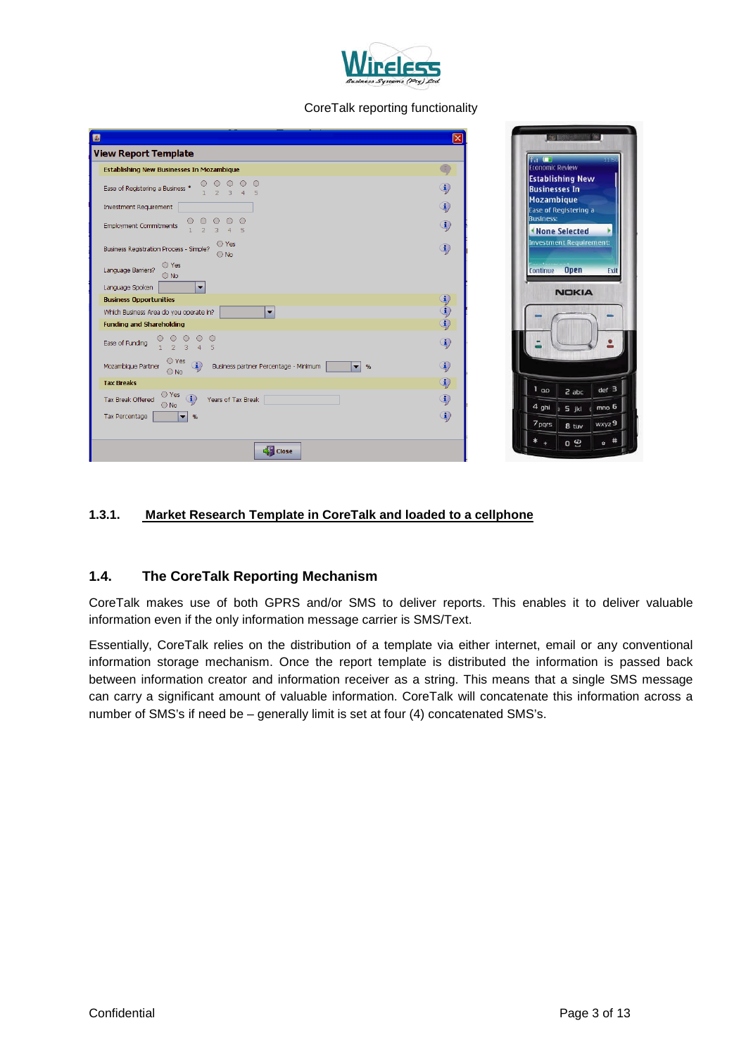CoreTalk reporting functionality

### 1.3.1. Market Research Template in CoreTalk and loaded to a cellphone

## 1.4. The CoreTalk Reporting Mechanism

CoreTalk makes use of both GPRS and/or SMS to deliver reports. This enables it to deliver valuable information even if the only information message carrier is SMS/Text.

Essentially, CoreTalk relies on the distribution of a template via either internet, email or any conventional information storage mechanism. Once the report template is distributed the information is passed back between information creator and information receiver as a string. This means that a single SMS message can carry a significant amount of valuable information. CoreTalk will concatenate this information across a number of SMS's if need be – generally limit is set at four (4) concatenated SMS's.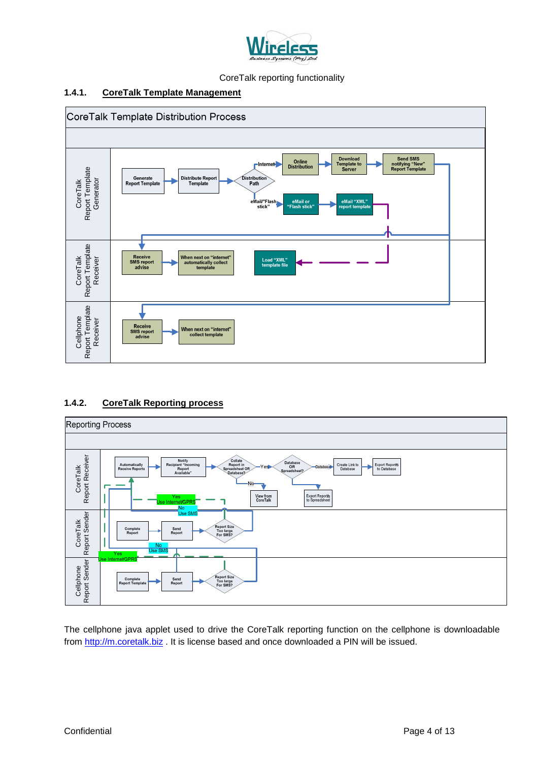## 1.4.1. CoreTalk Template Management

CoreTalk Template Distribution Process

CoreTalk Report Template Generator

Generate Report Template

Distribute Report Template

Distribution Path

Internet

Online Distribution

Download Template to Server

Send SMS notifying "New" Report Template

eMail/"Flash stick"

eMail or "Flash stick"

eMail "XML" report template

CoreTalk Report Template Receiver

Receive SMS report advise

When next on "internet" automatically collect template

Load "XML" template file

Cellphone Report Template Receiver

Receive SMS report advise

When next on "internet" collect template

## 1.4.2. CoreTalk Reporting process

Reporting Process

CoreTalk Report Receiver

Automatically Receive Reports

Notify Recipient "Incoming Report Available"

Collate Report in Spreadsheet OR Database?

Yes

No

View from CoreTalk

Database OR Spreadsheet?

Database

Create Link to Database

Export Reports to Database

Export Reports to Spreadsheet

Yes Use Internet/GPRS

No Use SMS

CoreTalk Report Sender

Complete Report

Send Report

Report Size Too large For SMS?

No Use SMS

Yes Use Internet/GPRS

Cellphone Report Sender

Complete Report Template

Send Report

Report Size Too large For SMS?

The cellphone java applet used to drive the CoreTalk reporting function on the cellphone is downloadable from http://m.coretalk.biz . It is license based and once downloaded a PIN will be issued.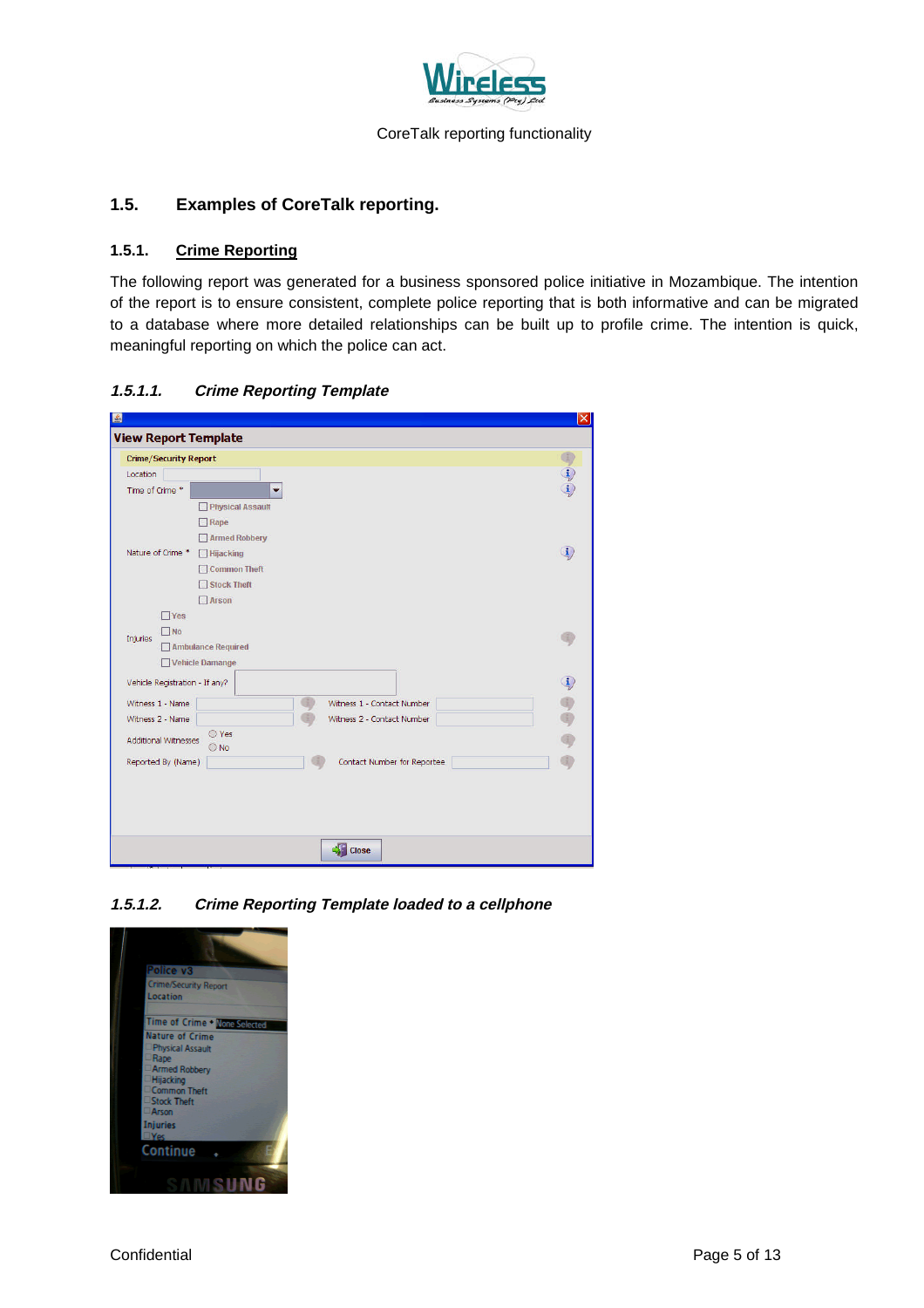## 1.5. Examples of CoreTalk reporting.

### 1.5.1. Crime Reporting

The following report was generated for a business sponsored police initiative in Mozambique. The intention of the report is to ensure consistent, complete police reporting that is both informative and can be migrated to a database where more detailed relationships can be built up to profile crime. The intention is quick, meaningful reporting on which the police can act.

#### *1.5.1.1. Crime Reporting Template*

#### *1.5.1.2. Crime Reporting Template loaded to a cellphone*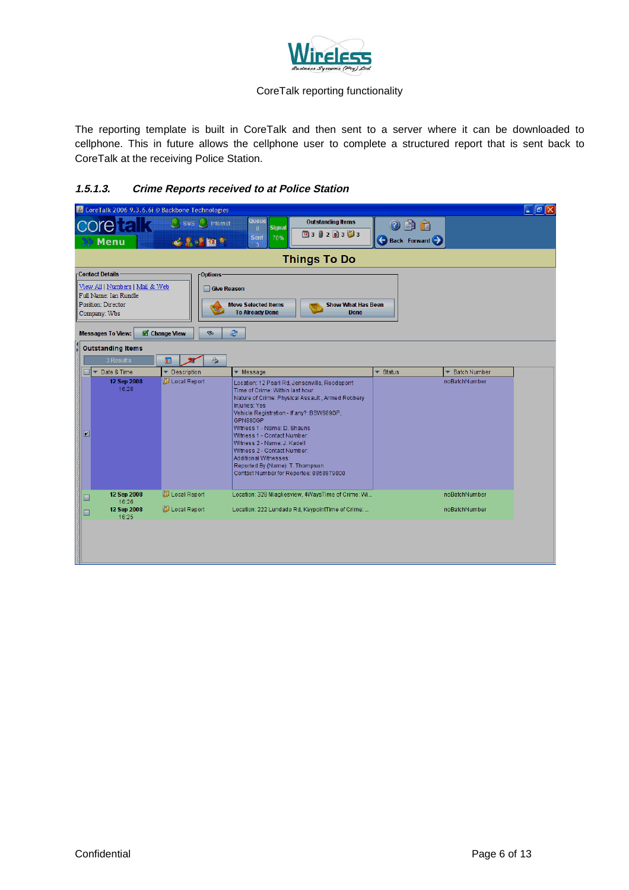CoreTalk reporting functionality

The reporting template is built in CoreTalk and then sent to a server where it can be downloaded to cellphone. This in future allows the cellphone user to complete a structured report that is sent back to CoreTalk at the receiving Police Station.

### *1.5.1.3. Crime Reports received to at Police Station*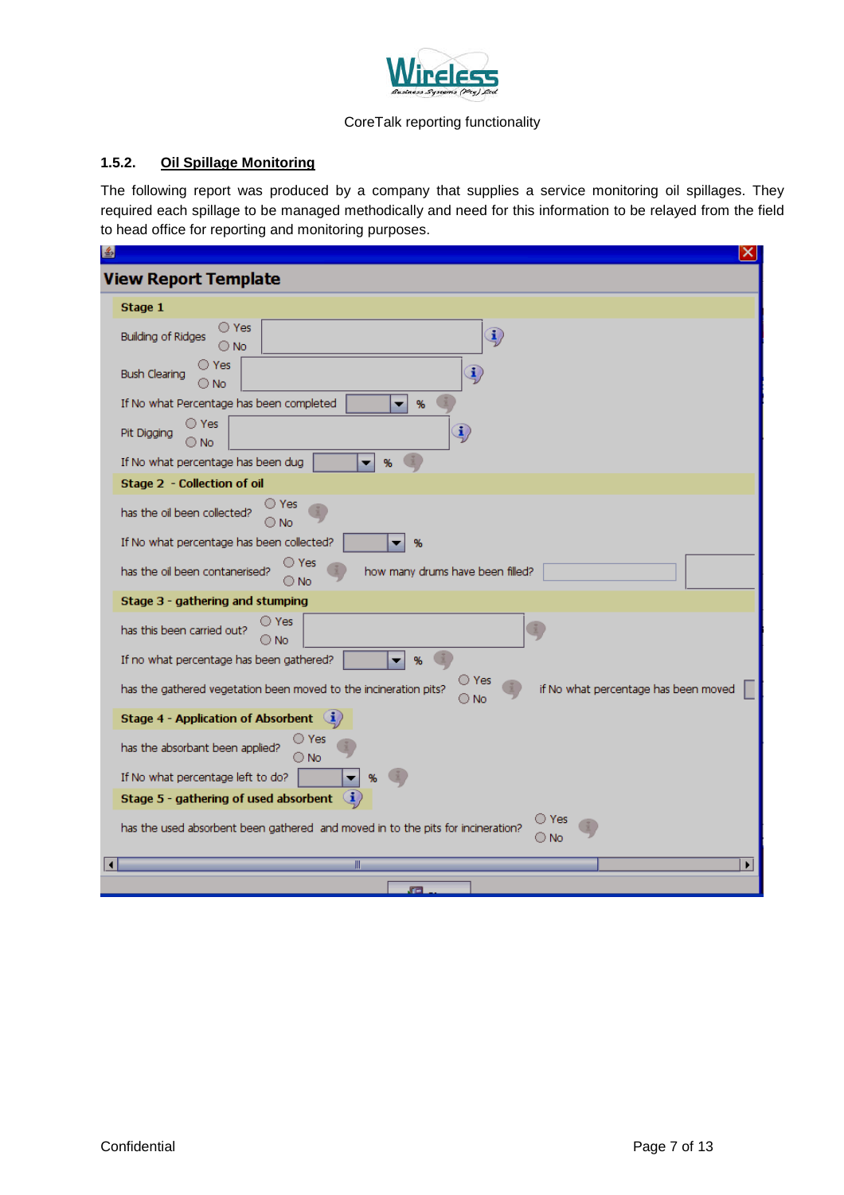### 1.5.2. Oil Spillage Monitoring

The following report was produced by a company that supplies a service monitoring oil spillages. They required each spillage to be managed methodically and need for this information to be relayed from the field to head office for reporting and monitoring purposes.

**View Report Template**

**Stage 1**

Building of Ridges ◯ Yes ◯ No

Bush Clearing ◯ Yes ◯ No

If No what Percentage has been completed %

Pit Digging ◯ Yes ◯ No

If No what percentage has been dug %

**Stage 2 - Collection of oil**

has the oil been collected? ◯ Yes ◯ No

If No what percentage has been collected? %

has the oil been contanerised? ◯ Yes ◯ No how many drums have been filled?

**Stage 3 - gathering and stumping**

has this been carried out? ◯ Yes ◯ No

If no what percentage has been gathered? %

has the gathered vegetation been moved to the incineration pits? ◯ Yes ◯ No if No what percentage has been moved

**Stage 4 - Application of Absorbent**

has the absorbant been applied? ◯ Yes ◯ No

If No what percentage left to do? %

**Stage 5 - gathering of used absorbent**

has the used absorbent been gathered and moved in to the pits for incineration? ◯ Yes ◯ No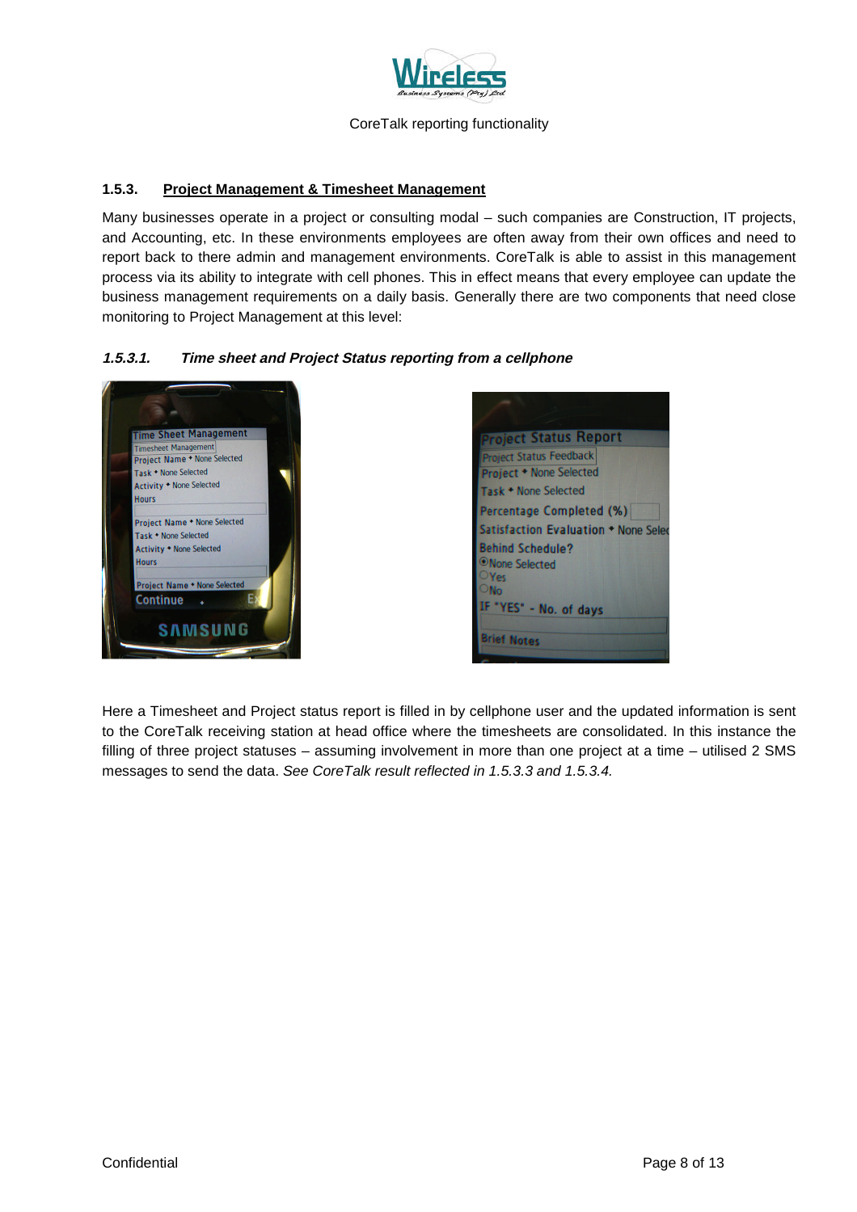### 1.5.3. Project Management & Timesheet Management

Many businesses operate in a project or consulting modal – such companies are Construction, IT projects, and Accounting, etc. In these environments employees are often away from their own offices and need to report back to there admin and management environments. CoreTalk is able to assist in this management process via its ability to integrate with cell phones. This in effect means that every employee can update the business management requirements on a daily basis. Generally there are two components that need close monitoring to Project Management at this level:

#### *1.5.3.1. Time sheet and Project Status reporting from a cellphone*

Here a Timesheet and Project status report is filled in by cellphone user and the updated information is sent to the CoreTalk receiving station at head office where the timesheets are consolidated. In this instance the filling of three project statuses – assuming involvement in more than one project at a time – utilised 2 SMS messages to send the data. *See CoreTalk result reflected in 1.5.3.3 and 1.5.3.4.*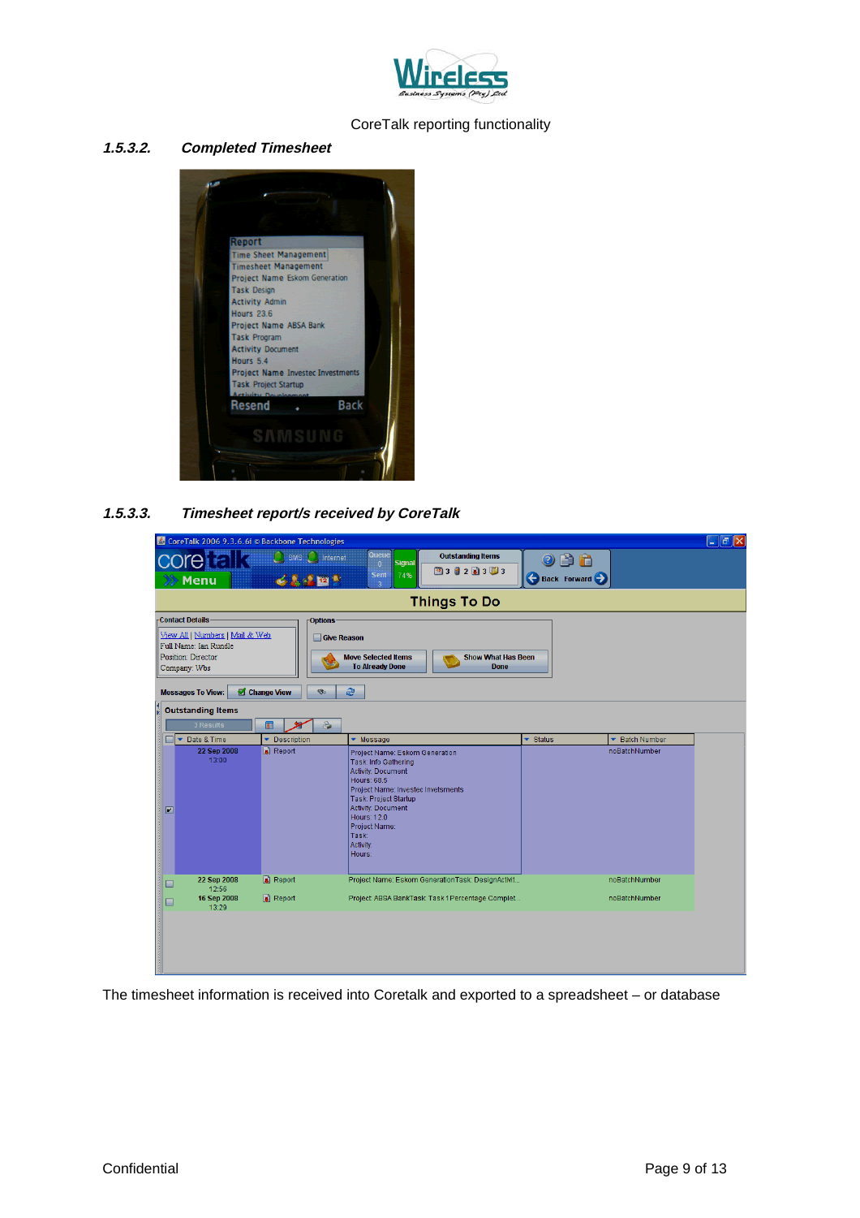CoreTalk reporting functionality

#### 1.5.3.2. *Completed Timesheet*

#### 1.5.3.3. *Timesheet report/s received by CoreTalk*

The timesheet information is received into Coretalk and exported to a spreadsheet – or database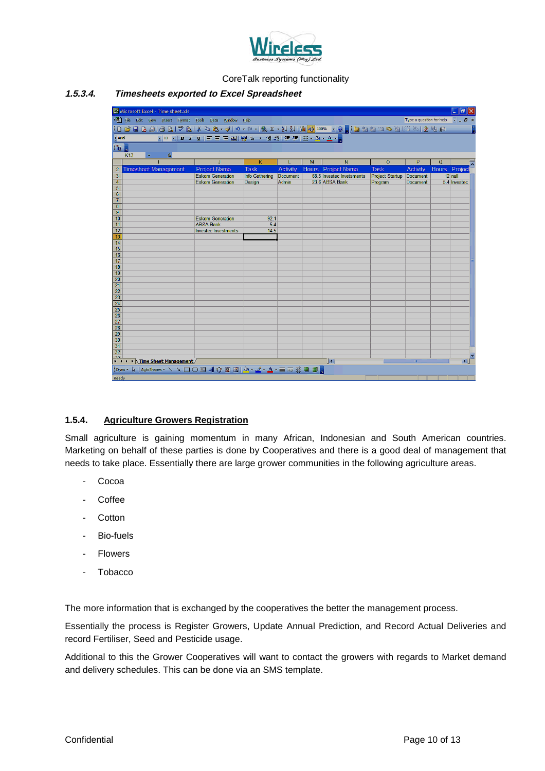#### 1.5.3.4. *Timesheets exported to Excel Spreadsheet*

### 1.5.4. Agriculture Growers Registration

Small agriculture is gaining momentum in many African, Indonesian and South American countries. Marketing on behalf of these parties is done by Cooperatives and there is a good deal of management that needs to take place. Essentially there are large grower communities in the following agriculture areas.

- Cocoa
- Coffee
- Cotton
- Bio-fuels
- Flowers
- Tobacco

The more information that is exchanged by the cooperatives the better the management process.

Essentially the process is Register Growers, Update Annual Prediction, and Record Actual Deliveries and record Fertiliser, Seed and Pesticide usage.

Additional to this the Grower Cooperatives will want to contact the growers with regards to Market demand and delivery schedules. This can be done via an SMS template.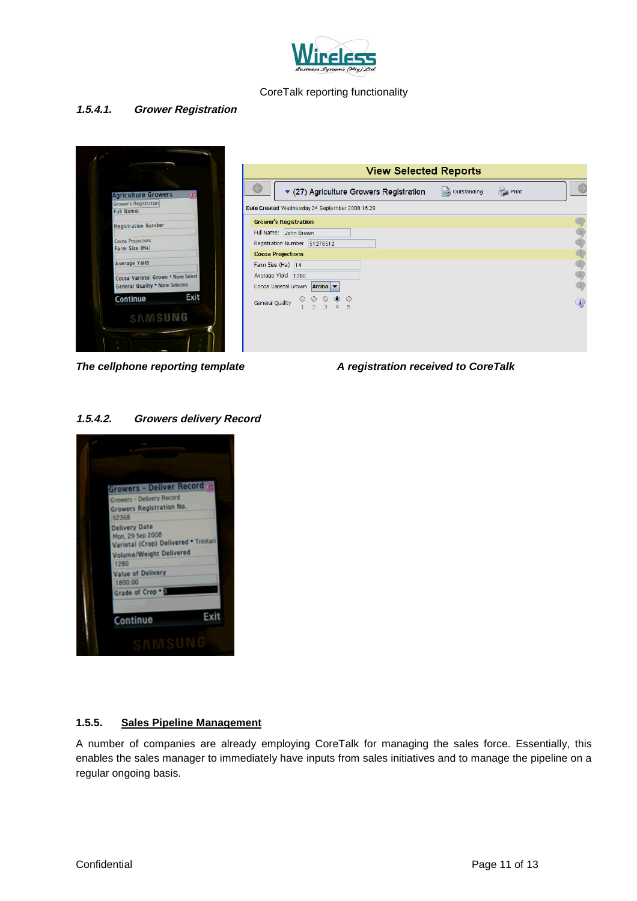#### 1.5.4.1. *Grower Registration*

*The cellphone reporting template* *A registration received to CoreTalk*

#### 1.5.4.2. *Growers delivery Record*

### 1.5.5. Sales Pipeline Management

A number of companies are already employing CoreTalk for managing the sales force. Essentially, this enables the sales manager to immediately have inputs from sales initiatives and to manage the pipeline on a regular ongoing basis.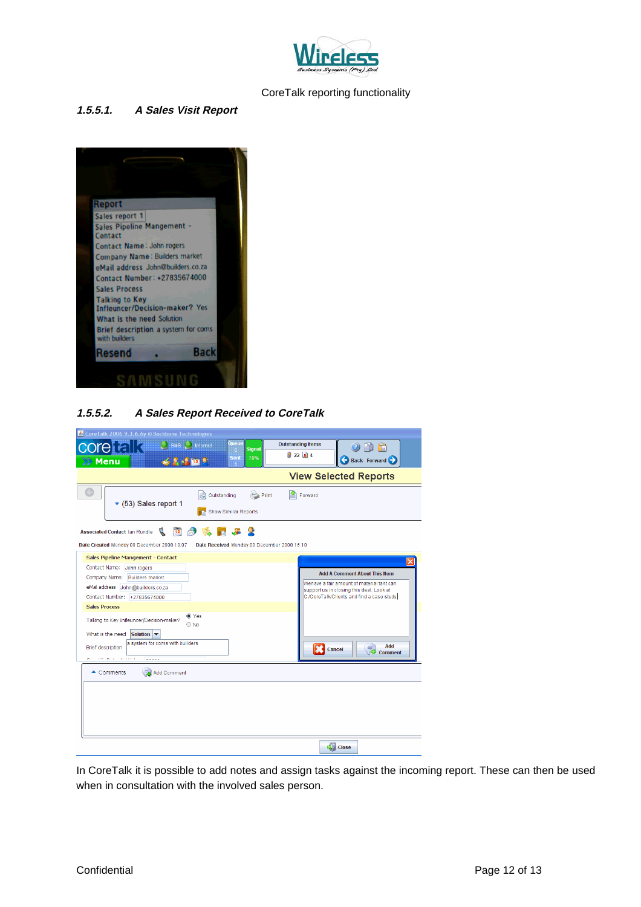#### 1.5.5.1. A Sales Visit Report

#### 1.5.5.2. A Sales Report Received to CoreTalk

In CoreTalk it is possible to add notes and assign tasks against the incoming report. These can then be used when in consultation with the involved sales person.

Confidential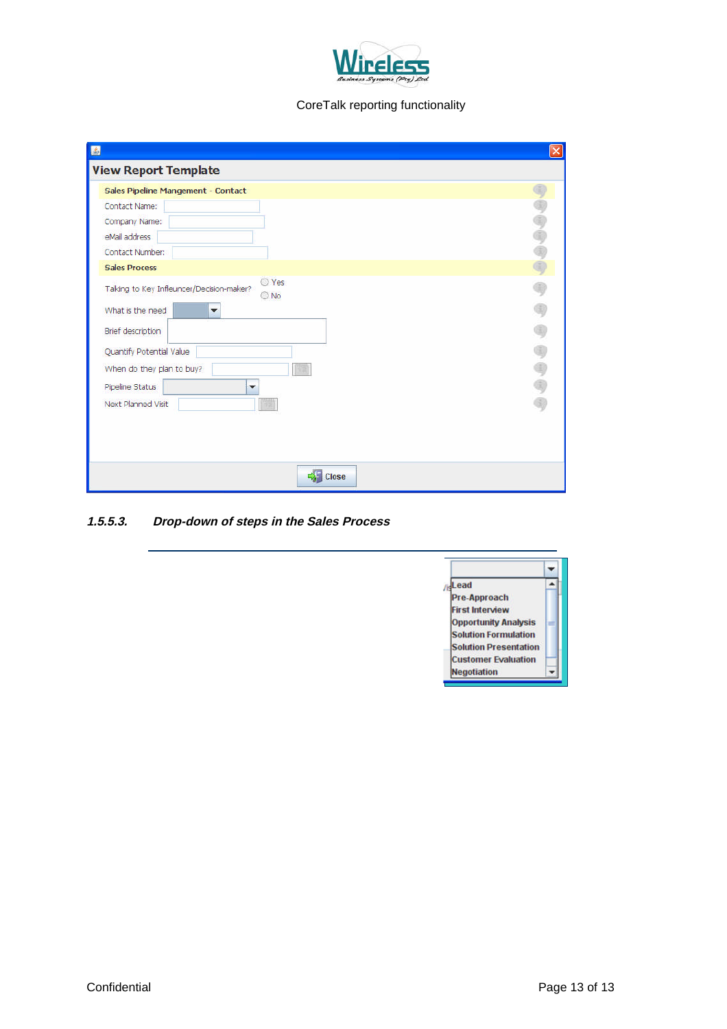**View Report Template**

**Sales Pipeline Mangement - Contact**

Contact Name:

Company Name:

eMail address

Contact Number:

**Sales Process**

Taking to Key Infleuncer/Decision-maker? Yes / No

What is the need

Brief description

Quantify Potential Value

When do they plan to buy?

Pipeline Status

Next Planned Visit

Close

### 1.5.5.3. *Drop-down of steps in the Sales Process*

- Lead
- Pre-Approach
- First Interview
- Opportunity Analysis
- Solution Formulation
- Solution Presentation
- Customer Evaluation
- Negotiation